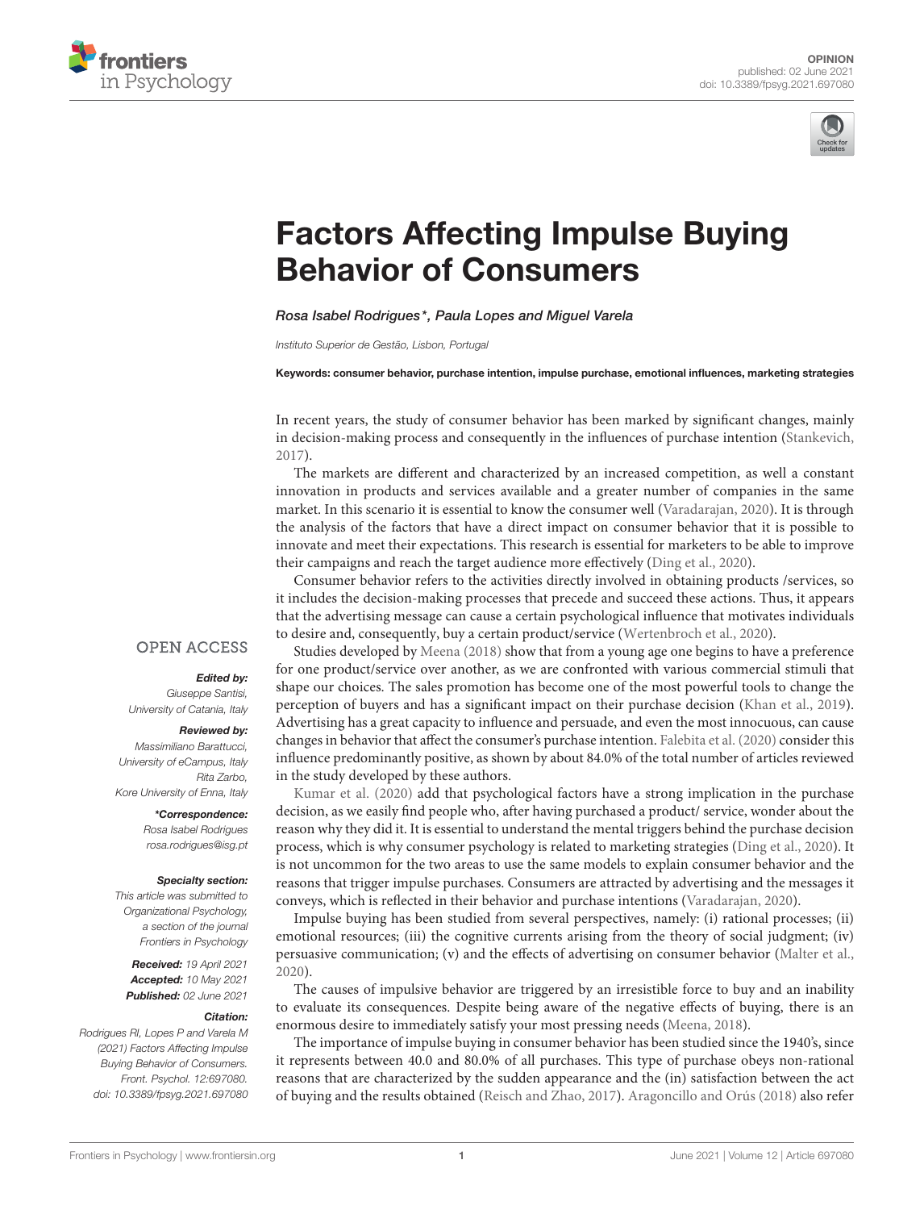OPINION
published: 02 June 2021
doi: 10.3389/fpsyg.2021.697080

# Factors Affecting Impulse Buying Behavior of Consumers

*Rosa Isabel Rodrigues*\*, Paula Lopes and Miguel Varela*

*Instituto Superior de Gestão, Lisbon, Portugal*

**Keywords: consumer behavior, purchase intention, impulse purchase, emotional influences, marketing strategies**

OPEN ACCESS

***Edited by:***
*Giuseppe Santisi,*
*University of Catania, Italy*

***Reviewed by:***
*Massimiliano Barattucci,*
*University of eCampus, Italy*
*Rita Zarbo,*
*Kore University of Enna, Italy*

***\*Correspondence:***
*Rosa Isabel Rodrigues*
*rosa.rodrigues@isg.pt*

***Specialty section:***
*This article was submitted to Organizational Psychology, a section of the journal Frontiers in Psychology*

***Received:*** *19 April 2021*
***Accepted:*** *10 May 2021*
***Published:*** *02 June 2021*

***Citation:***
*Rodrigues RI, Lopes P and Varela M (2021) Factors Affecting Impulse Buying Behavior of Consumers. Front. Psychol. 12:697080. doi: 10.3389/fpsyg.2021.697080*

In recent years, the study of consumer behavior has been marked by significant changes, mainly in decision-making process and consequently in the influences of purchase intention (Stankevich, 2017).

The markets are different and characterized by an increased competition, as well a constant innovation in products and services available and a greater number of companies in the same market. In this scenario it is essential to know the consumer well (Varadarajan, 2020). It is through the analysis of the factors that have a direct impact on consumer behavior that it is possible to innovate and meet their expectations. This research is essential for marketers to be able to improve their campaigns and reach the target audience more effectively (Ding et al., 2020).

Consumer behavior refers to the activities directly involved in obtaining products /services, so it includes the decision-making processes that precede and succeed these actions. Thus, it appears that the advertising message can cause a certain psychological influence that motivates individuals to desire and, consequently, buy a certain product/service (Wertenbroch et al., 2020).

Studies developed by Meena (2018) show that from a young age one begins to have a preference for one product/service over another, as we are confronted with various commercial stimuli that shape our choices. The sales promotion has become one of the most powerful tools to change the perception of buyers and has a significant impact on their purchase decision (Khan et al., 2019). Advertising has a great capacity to influence and persuade, and even the most innocuous, can cause changes in behavior that affect the consumer's purchase intention. Falebita et al. (2020) consider this influence predominantly positive, as shown by about 84.0% of the total number of articles reviewed in the study developed by these authors.

Kumar et al. (2020) add that psychological factors have a strong implication in the purchase decision, as we easily find people who, after having purchased a product/ service, wonder about the reason why they did it. It is essential to understand the mental triggers behind the purchase decision process, which is why consumer psychology is related to marketing strategies (Ding et al., 2020). It is not uncommon for the two areas to use the same models to explain consumer behavior and the reasons that trigger impulse purchases. Consumers are attracted by advertising and the messages it conveys, which is reflected in their behavior and purchase intentions (Varadarajan, 2020).

Impulse buying has been studied from several perspectives, namely: (i) rational processes; (ii) emotional resources; (iii) the cognitive currents arising from the theory of social judgment; (iv) persuasive communication; (v) and the effects of advertising on consumer behavior (Malter et al., 2020).

The causes of impulsive behavior are triggered by an irresistible force to buy and an inability to evaluate its consequences. Despite being aware of the negative effects of buying, there is an enormous desire to immediately satisfy your most pressing needs (Meena, 2018).

The importance of impulse buying in consumer behavior has been studied since the 1940's, since it represents between 40.0 and 80.0% of all purchases. This type of purchase obeys non-rational reasons that are characterized by the sudden appearance and the (in) satisfaction between the act of buying and the results obtained (Reisch and Zhao, 2017). Aragoncillo and Orús (2018) also refer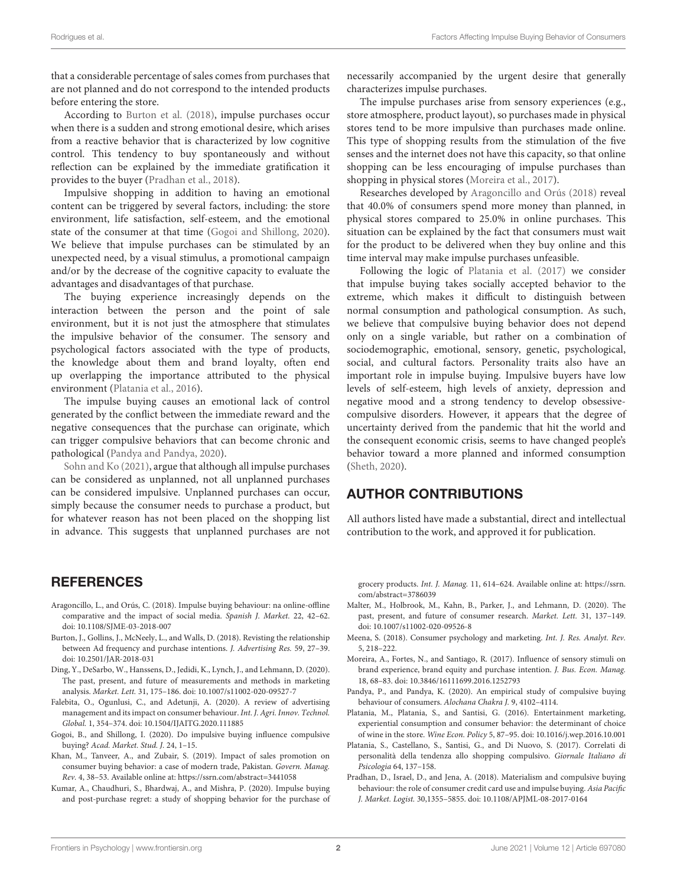that a considerable percentage of sales comes from purchases that are not planned and do not correspond to the intended products before entering the store.

According to Burton et al. (2018), impulse purchases occur when there is a sudden and strong emotional desire, which arises from a reactive behavior that is characterized by low cognitive control. This tendency to buy spontaneously and without reflection can be explained by the immediate gratification it provides to the buyer (Pradhan et al., 2018).

Impulsive shopping in addition to having an emotional content can be triggered by several factors, including: the store environment, life satisfaction, self-esteem, and the emotional state of the consumer at that time (Gogoi and Shillong, 2020). We believe that impulse purchases can be stimulated by an unexpected need, by a visual stimulus, a promotional campaign and/or by the decrease of the cognitive capacity to evaluate the advantages and disadvantages of that purchase.

The buying experience increasingly depends on the interaction between the person and the point of sale environment, but it is not just the atmosphere that stimulates the impulsive behavior of the consumer. The sensory and psychological factors associated with the type of products, the knowledge about them and brand loyalty, often end up overlapping the importance attributed to the physical environment (Platania et al., 2016).

The impulse buying causes an emotional lack of control generated by the conflict between the immediate reward and the negative consequences that the purchase can originate, which can trigger compulsive behaviors that can become chronic and pathological (Pandya and Pandya, 2020).

Sohn and Ko (2021), argue that although all impulse purchases can be considered as unplanned, not all unplanned purchases can be considered impulsive. Unplanned purchases can occur, simply because the consumer needs to purchase a product, but for whatever reason has not been placed on the shopping list in advance. This suggests that unplanned purchases are not necessarily accompanied by the urgent desire that generally characterizes impulse purchases.

The impulse purchases arise from sensory experiences (e.g., store atmosphere, product layout), so purchases made in physical stores tend to be more impulsive than purchases made online. This type of shopping results from the stimulation of the five senses and the internet does not have this capacity, so that online shopping can be less encouraging of impulse purchases than shopping in physical stores (Moreira et al., 2017).

Researches developed by Aragoncillo and Orús (2018) reveal that 40.0% of consumers spend more money than planned, in physical stores compared to 25.0% in online purchases. This situation can be explained by the fact that consumers must wait for the product to be delivered when they buy online and this time interval may make impulse purchases unfeasible.

Following the logic of Platania et al. (2017) we consider that impulse buying takes socially accepted behavior to the extreme, which makes it difficult to distinguish between normal consumption and pathological consumption. As such, we believe that compulsive buying behavior does not depend only on a single variable, but rather on a combination of sociodemographic, emotional, sensory, genetic, psychological, social, and cultural factors. Personality traits also have an important role in impulse buying. Impulsive buyers have low levels of self-esteem, high levels of anxiety, depression and negative mood and a strong tendency to develop obsessive-compulsive disorders. However, it appears that the degree of uncertainty derived from the pandemic that hit the world and the consequent economic crisis, seems to have changed people's behavior toward a more planned and informed consumption (Sheth, 2020).

## AUTHOR CONTRIBUTIONS

All authors listed have made a substantial, direct and intellectual contribution to the work, and approved it for publication.

## REFERENCES

Aragoncillo, L., and Orús, C. (2018). Impulse buying behaviour: na online-offline comparative and the impact of social media. *Spanish J. Market.* 22, 42–62. doi: 10.1108/SJME-03-2018-007

Burton, J., Gollins, J., McNeely, L., and Walls, D. (2018). Revisting the relationship between Ad frequency and purchase intentions. *J. Advertising Res.* 59, 27–39. doi: 10.2501/JAR-2018-031

Ding, Y., DeSarbo, W., Hanssens, D., Jedidi, K., Lynch, J., and Lehmann, D. (2020). The past, present, and future of measurements and methods in marketing analysis. *Market. Lett.* 31, 175–186. doi: 10.1007/s11002-020-09527-7

Falebita, O., Ogunlusi, C., and Adetunji, A. (2020). A review of advertising management and its impact on consumer behaviour. *Int. J. Agri. Innov. Technol. Global.* 1, 354–374. doi: 10.1504/IJAITG.2020.111885

Gogoi, B., and Shillong, I. (2020). Do impulsive buying influence compulsive buying? *Acad. Market. Stud. J.* 24, 1–15.

Khan, M., Tanveer, A., and Zubair, S. (2019). Impact of sales promotion on consumer buying behavior: a case of modern trade, Pakistan. *Govern. Manag. Rev.* 4, 38–53. Available online at: https://ssrn.com/abstract=3441058

Kumar, A., Chaudhuri, S., Bhardwaj, A., and Mishra, P. (2020). Impulse buying and post-purchase regret: a study of shopping behavior for the purchase of grocery products. *Int. J. Manag.* 11, 614–624. Available online at: https://ssrn.com/abstract=3786039

Malter, M., Holbrook, M., Kahn, B., Parker, J., and Lehmann, D. (2020). The past, present, and future of consumer research. *Market. Lett.* 31, 137–149. doi: 10.1007/s11002-020-09526-8

Meena, S. (2018). Consumer psychology and marketing. *Int. J. Res. Analyt. Rev.* 5, 218–222.

Moreira, A., Fortes, N., and Santiago, R. (2017). Influence of sensory stimuli on brand experience, brand equity and purchase intention. *J. Bus. Econ. Manag.* 18, 68–83. doi: 10.3846/16111699.2016.1252793

Pandya, P., and Pandya, K. (2020). An empirical study of compulsive buying behaviour of consumers. *Alochana Chakra J.* 9, 4102–4114.

Platania, M., Platania, S., and Santisi, G. (2016). Entertainment marketing, experiential consumption and consumer behavior: the determinant of choice of wine in the store. *Wine Econ. Policy* 5, 87–95. doi: 10.1016/j.wep.2016.10.001

Platania, S., Castellano, S., Santisi, G., and Di Nuovo, S. (2017). Correlati di personalità della tendenza allo shopping compulsivo. *Giornale Italiano di Psicologia* 64, 137–158.

Pradhan, D., Israel, D., and Jena, A. (2018). Materialism and compulsive buying behaviour: the role of consumer credit card use and impulse buying. *Asia Pacific J. Market. Logist.* 30,1355–5855. doi: 10.1108/APJML-08-2017-0164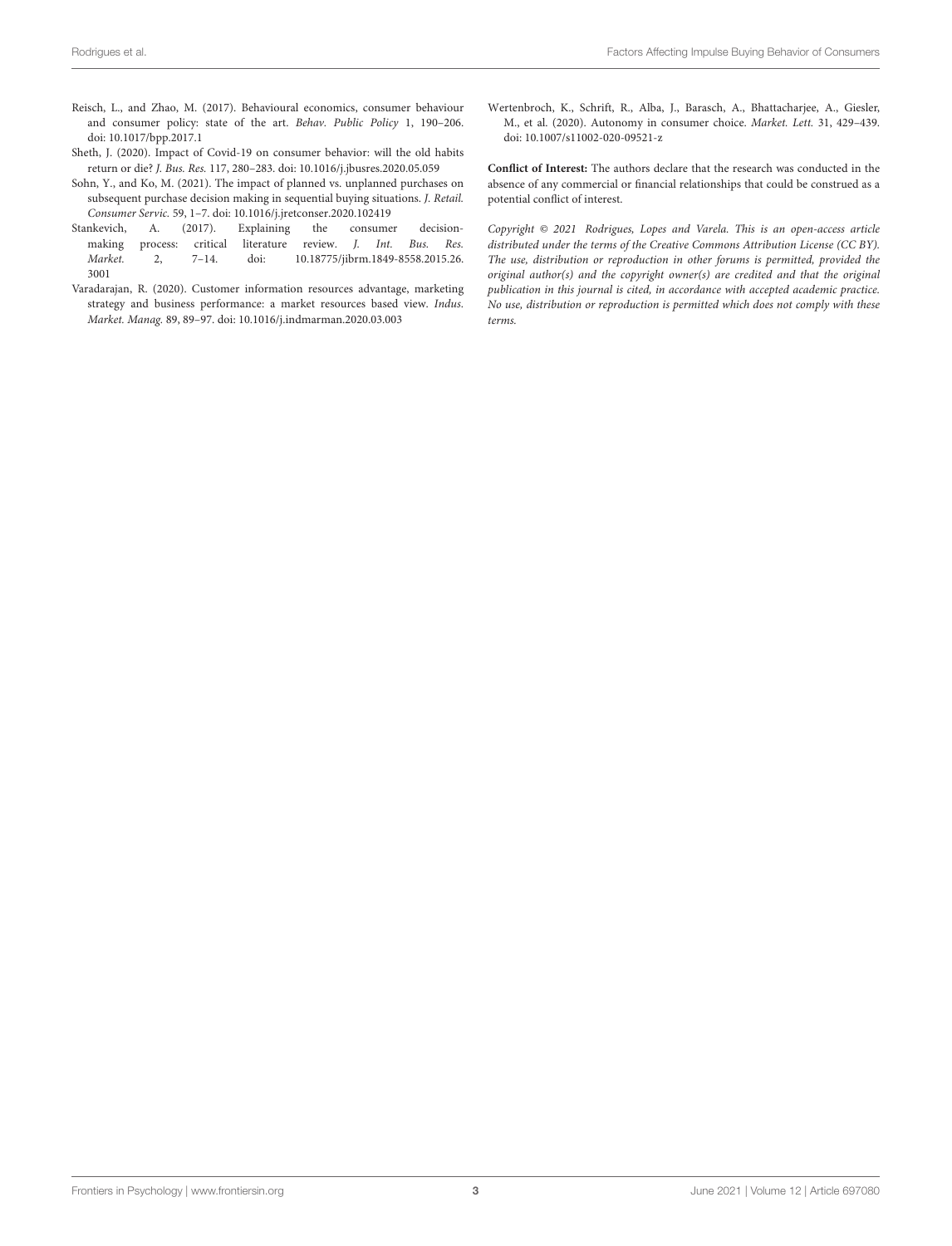Reisch, L., and Zhao, M. (2017). Behavioural economics, consumer behaviour and consumer policy: state of the art. *Behav. Public Policy* 1, 190–206. doi: 10.1017/bpp.2017.1

Sheth, J. (2020). Impact of Covid-19 on consumer behavior: will the old habits return or die? *J. Bus. Res.* 117, 280–283. doi: 10.1016/j.jbusres.2020.05.059

Sohn, Y., and Ko, M. (2021). The impact of planned vs. unplanned purchases on subsequent purchase decision making in sequential buying situations. *J. Retail. Consumer Servic.* 59, 1–7. doi: 10.1016/j.jretconser.2020.102419

Stankevich, A. (2017). Explaining the consumer decision-making process: critical literature review. *J. Int. Bus. Res. Market.* 2, 7–14. doi: 10.18775/jibrm.1849-8558.2015.26.3001

Varadarajan, R. (2020). Customer information resources advantage, marketing strategy and business performance: a market resources based view. *Indus. Market. Manag.* 89, 89–97. doi: 10.1016/j.indmarman.2020.03.003

Wertenbroch, K., Schrift, R., Alba, J., Barasch, A., Bhattacharjee, A., Giesler, M., et al. (2020). Autonomy in consumer choice. *Market. Lett.* 31, 429–439. doi: 10.1007/s11002-020-09521-z

**Conflict of Interest:** The authors declare that the research was conducted in the absence of any commercial or financial relationships that could be construed as a potential conflict of interest.

*Copyright © 2021 Rodrigues, Lopes and Varela. This is an open-access article distributed under the terms of the Creative Commons Attribution License (CC BY). The use, distribution or reproduction in other forums is permitted, provided the original author(s) and the copyright owner(s) are credited and that the original publication in this journal is cited, in accordance with accepted academic practice. No use, distribution or reproduction is permitted which does not comply with these terms.*